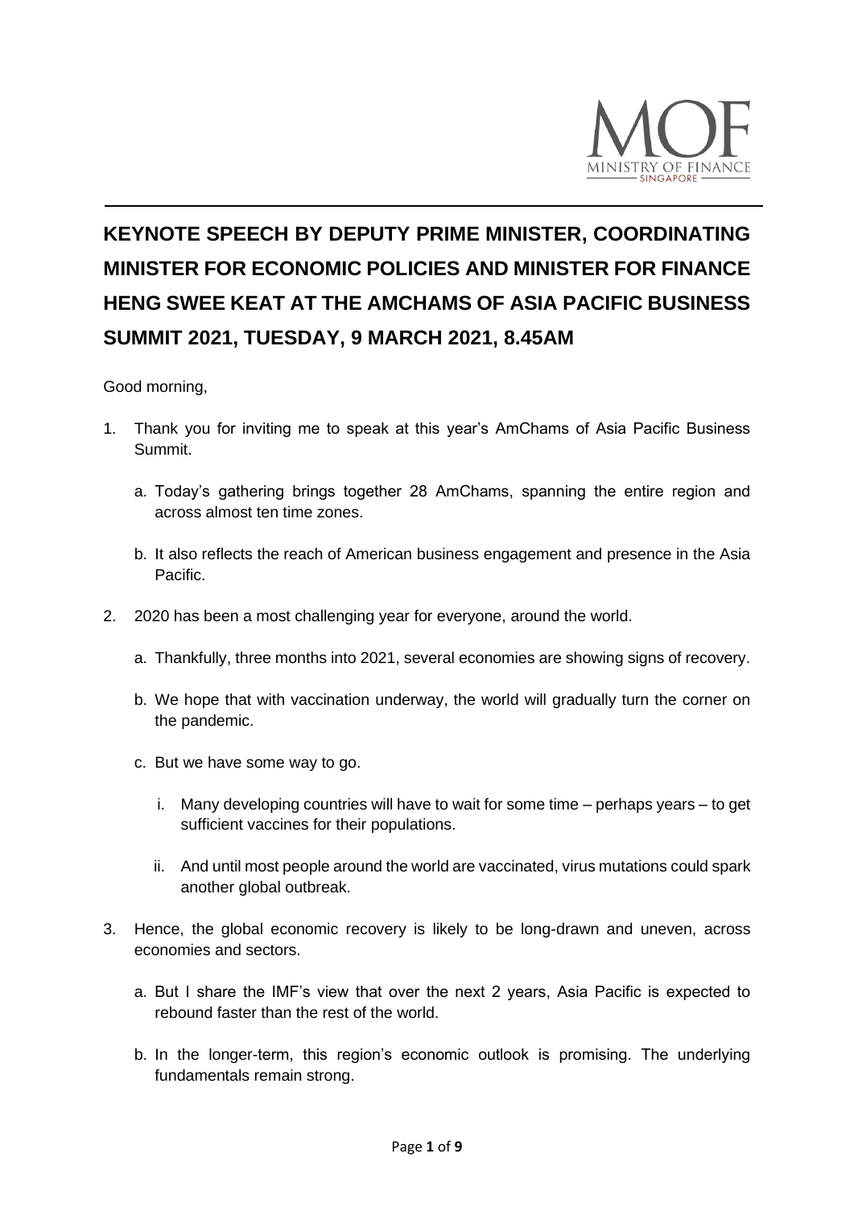# KEYNOTE SPEECH BY DEPUTY PRIME MINISTER, COORDINATING MINISTER FOR ECONOMIC POLICIES AND MINISTER FOR FINANCE HENG SWEE KEAT AT THE AMCHAMS OF ASIA PACIFIC BUSINESS SUMMIT 2021, TUESDAY, 9 MARCH 2021, 8.45AM

Good morning,

1. Thank you for inviting me to speak at this year's AmChams of Asia Pacific Business Summit.

   a. Today's gathering brings together 28 AmChams, spanning the entire region and across almost ten time zones.

   b. It also reflects the reach of American business engagement and presence in the Asia Pacific.

2. 2020 has been a most challenging year for everyone, around the world.

   a. Thankfully, three months into 2021, several economies are showing signs of recovery.

   b. We hope that with vaccination underway, the world will gradually turn the corner on the pandemic.

   c. But we have some way to go.

      i. Many developing countries will have to wait for some time – perhaps years – to get sufficient vaccines for their populations.

      ii. And until most people around the world are vaccinated, virus mutations could spark another global outbreak.

3. Hence, the global economic recovery is likely to be long-drawn and uneven, across economies and sectors.

   a. But I share the IMF's view that over the next 2 years, Asia Pacific is expected to rebound faster than the rest of the world.

   b. In the longer-term, this region's economic outlook is promising. The underlying fundamentals remain strong.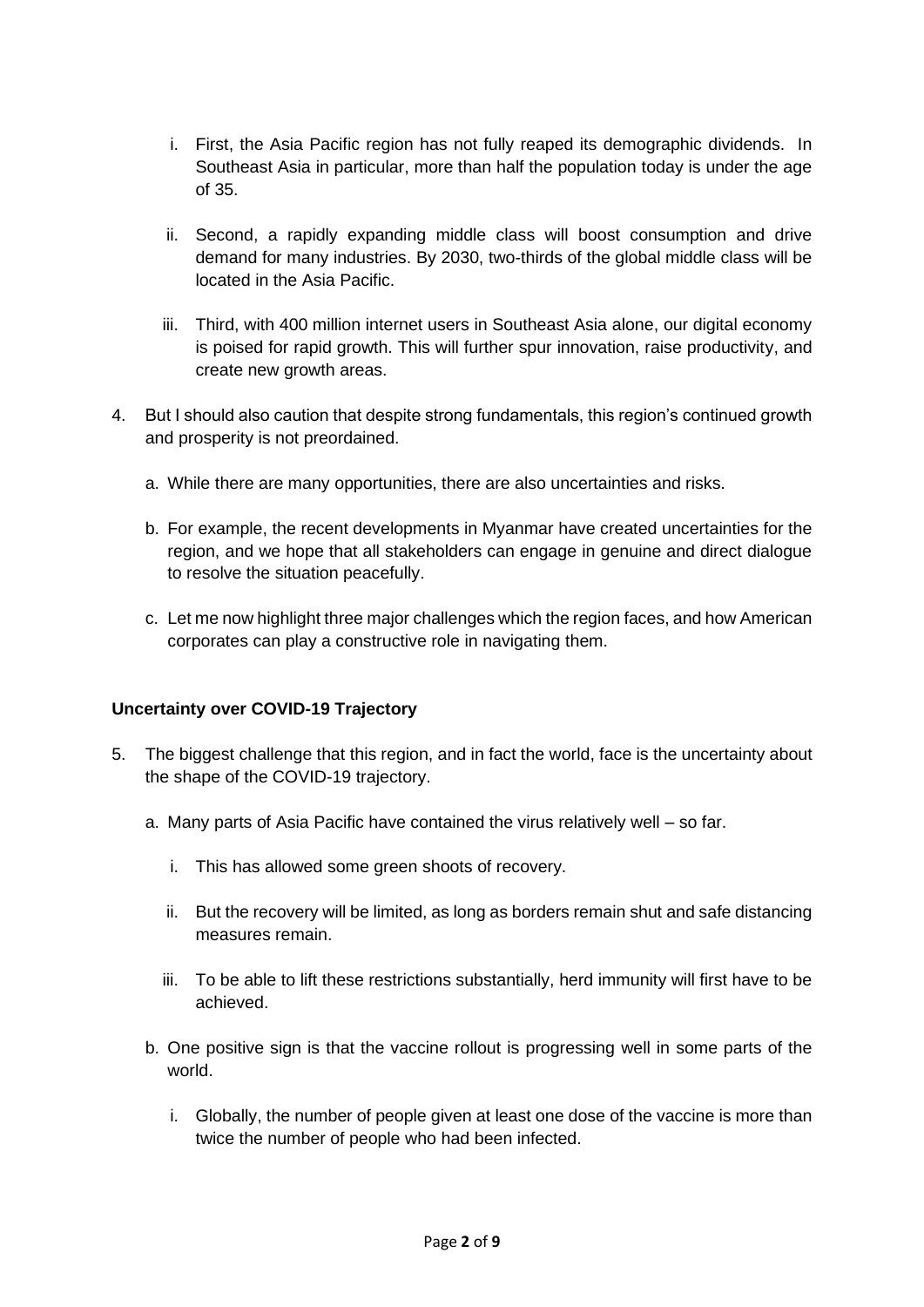i. First, the Asia Pacific region has not fully reaped its demographic dividends. In Southeast Asia in particular, more than half the population today is under the age of 35.

   ii. Second, a rapidly expanding middle class will boost consumption and drive demand for many industries. By 2030, two-thirds of the global middle class will be located in the Asia Pacific.

   iii. Third, with 400 million internet users in Southeast Asia alone, our digital economy is poised for rapid growth. This will further spur innovation, raise productivity, and create new growth areas.

4. But I should also caution that despite strong fundamentals, this region's continued growth and prosperity is not preordained.

   a. While there are many opportunities, there are also uncertainties and risks.

   b. For example, the recent developments in Myanmar have created uncertainties for the region, and we hope that all stakeholders can engage in genuine and direct dialogue to resolve the situation peacefully.

   c. Let me now highlight three major challenges which the region faces, and how American corporates can play a constructive role in navigating them.

**Uncertainty over COVID-19 Trajectory**

5. The biggest challenge that this region, and in fact the world, face is the uncertainty about the shape of the COVID-19 trajectory.

   a. Many parts of Asia Pacific have contained the virus relatively well – so far.

      i. This has allowed some green shoots of recovery.

      ii. But the recovery will be limited, as long as borders remain shut and safe distancing measures remain.

      iii. To be able to lift these restrictions substantially, herd immunity will first have to be achieved.

   b. One positive sign is that the vaccine rollout is progressing well in some parts of the world.

      i. Globally, the number of people given at least one dose of the vaccine is more than twice the number of people who had been infected.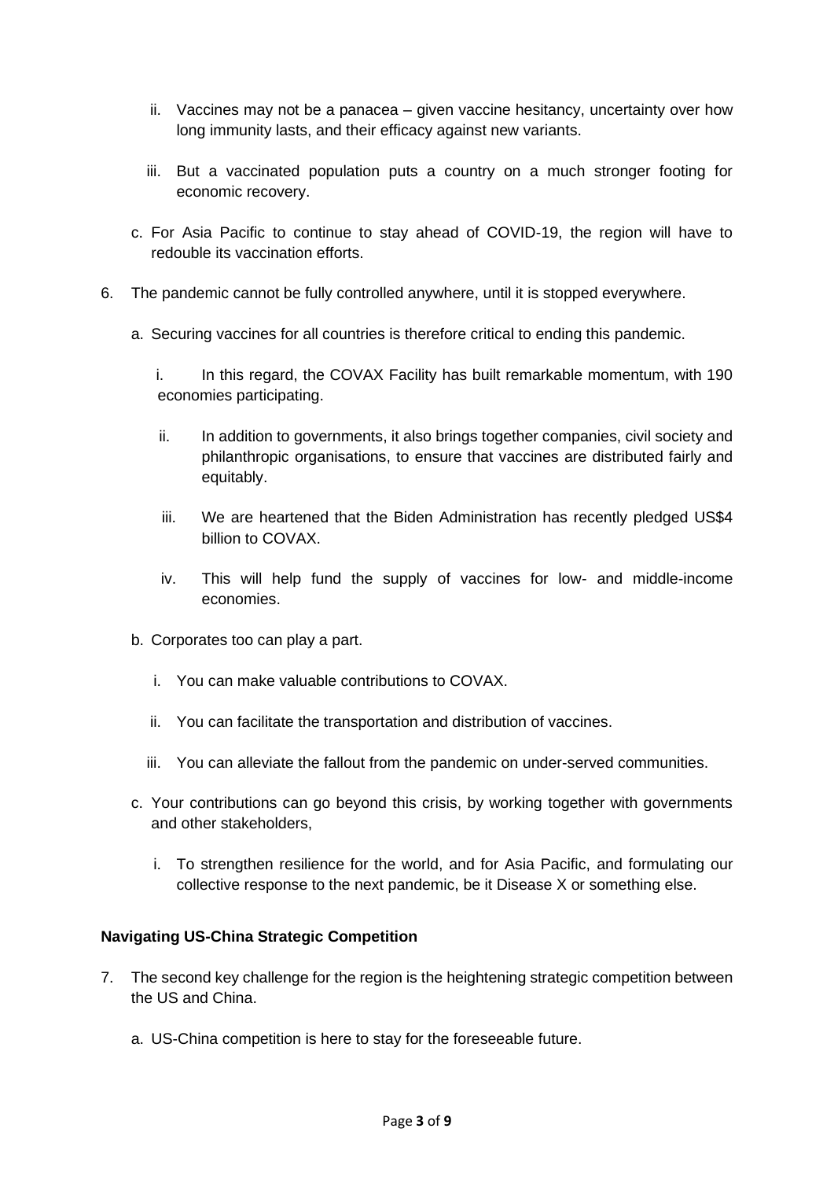ii. Vaccines may not be a panacea – given vaccine hesitancy, uncertainty over how long immunity lasts, and their efficacy against new variants.

   iii. But a vaccinated population puts a country on a much stronger footing for economic recovery.

   c. For Asia Pacific to continue to stay ahead of COVID-19, the region will have to redouble its vaccination efforts.

6. The pandemic cannot be fully controlled anywhere, until it is stopped everywhere.

   a. Securing vaccines for all countries is therefore critical to ending this pandemic.

      i. In this regard, the COVAX Facility has built remarkable momentum, with 190 economies participating.

      ii. In addition to governments, it also brings together companies, civil society and philanthropic organisations, to ensure that vaccines are distributed fairly and equitably.

      iii. We are heartened that the Biden Administration has recently pledged US$4 billion to COVAX.

      iv. This will help fund the supply of vaccines for low- and middle-income economies.

   b. Corporates too can play a part.

      i. You can make valuable contributions to COVAX.

      ii. You can facilitate the transportation and distribution of vaccines.

      iii. You can alleviate the fallout from the pandemic on under-served communities.

   c. Your contributions can go beyond this crisis, by working together with governments and other stakeholders,

      i. To strengthen resilience for the world, and for Asia Pacific, and formulating our collective response to the next pandemic, be it Disease X or something else.

**Navigating US-China Strategic Competition**

7. The second key challenge for the region is the heightening strategic competition between the US and China.

   a. US-China competition is here to stay for the foreseeable future.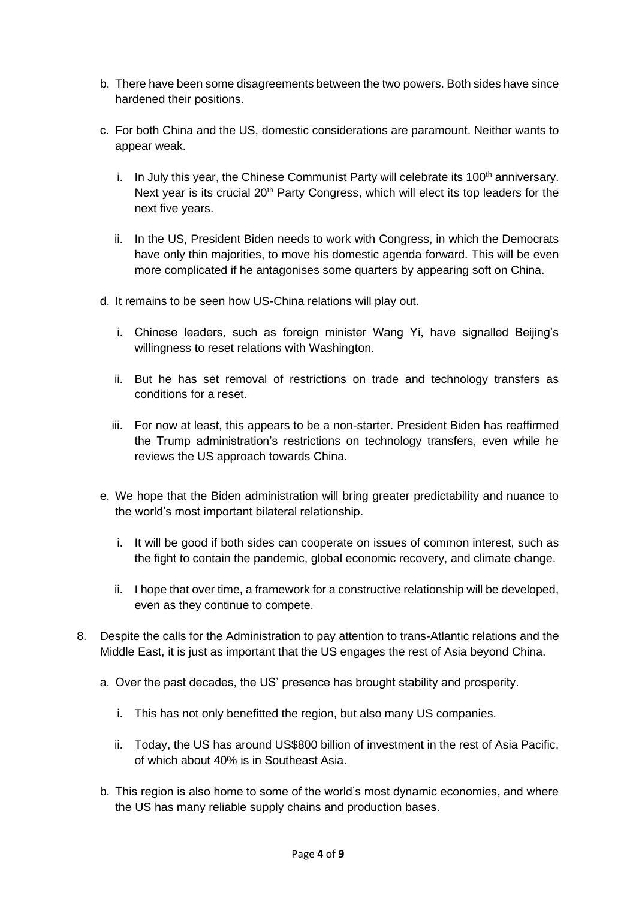b. There have been some disagreements between the two powers. Both sides have since hardened their positions.

c. For both China and the US, domestic considerations are paramount. Neither wants to appear weak.

   i. In July this year, the Chinese Communist Party will celebrate its 100th anniversary. Next year is its crucial 20th Party Congress, which will elect its top leaders for the next five years.

   ii. In the US, President Biden needs to work with Congress, in which the Democrats have only thin majorities, to move his domestic agenda forward. This will be even more complicated if he antagonises some quarters by appearing soft on China.

d. It remains to be seen how US-China relations will play out.

   i. Chinese leaders, such as foreign minister Wang Yi, have signalled Beijing's willingness to reset relations with Washington.

   ii. But he has set removal of restrictions on trade and technology transfers as conditions for a reset.

   iii. For now at least, this appears to be a non-starter. President Biden has reaffirmed the Trump administration's restrictions on technology transfers, even while he reviews the US approach towards China.

e. We hope that the Biden administration will bring greater predictability and nuance to the world's most important bilateral relationship.

   i. It will be good if both sides can cooperate on issues of common interest, such as the fight to contain the pandemic, global economic recovery, and climate change.

   ii. I hope that over time, a framework for a constructive relationship will be developed, even as they continue to compete.

8. Despite the calls for the Administration to pay attention to trans-Atlantic relations and the Middle East, it is just as important that the US engages the rest of Asia beyond China.

   a. Over the past decades, the US' presence has brought stability and prosperity.

      i. This has not only benefitted the region, but also many US companies.

      ii. Today, the US has around US$800 billion of investment in the rest of Asia Pacific, of which about 40% is in Southeast Asia.

   b. This region is also home to some of the world's most dynamic economies, and where the US has many reliable supply chains and production bases.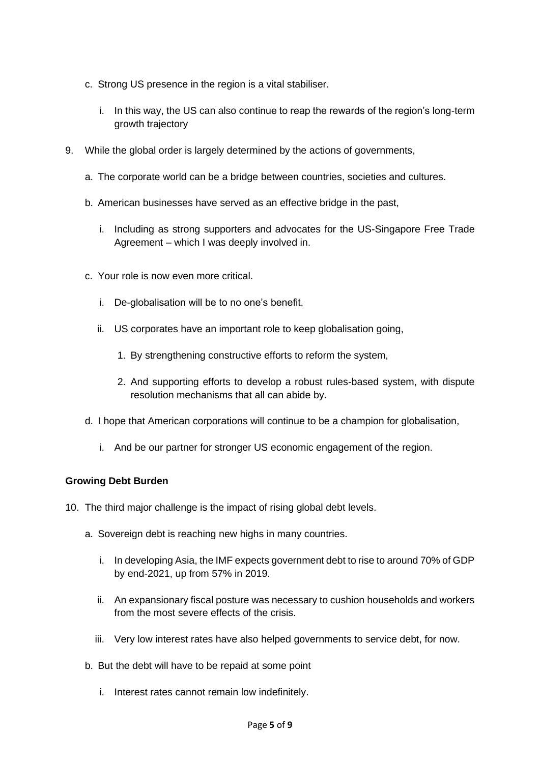c. Strong US presence in the region is a vital stabiliser.

    i. In this way, the US can also continue to reap the rewards of the region's long-term growth trajectory

9. While the global order is largely determined by the actions of governments,

    a. The corporate world can be a bridge between countries, societies and cultures.

    b. American businesses have served as an effective bridge in the past,

        i. Including as strong supporters and advocates for the US-Singapore Free Trade Agreement – which I was deeply involved in.

    c. Your role is now even more critical.

        i. De-globalisation will be to no one's benefit.

        ii. US corporates have an important role to keep globalisation going,

            1. By strengthening constructive efforts to reform the system,

            2. And supporting efforts to develop a robust rules-based system, with dispute resolution mechanisms that all can abide by.

    d. I hope that American corporations will continue to be a champion for globalisation,

        i. And be our partner for stronger US economic engagement of the region.

**Growing Debt Burden**

10. The third major challenge is the impact of rising global debt levels.

    a. Sovereign debt is reaching new highs in many countries.

        i. In developing Asia, the IMF expects government debt to rise to around 70% of GDP by end-2021, up from 57% in 2019.

        ii. An expansionary fiscal posture was necessary to cushion households and workers from the most severe effects of the crisis.

        iii. Very low interest rates have also helped governments to service debt, for now.

    b. But the debt will have to be repaid at some point

        i. Interest rates cannot remain low indefinitely.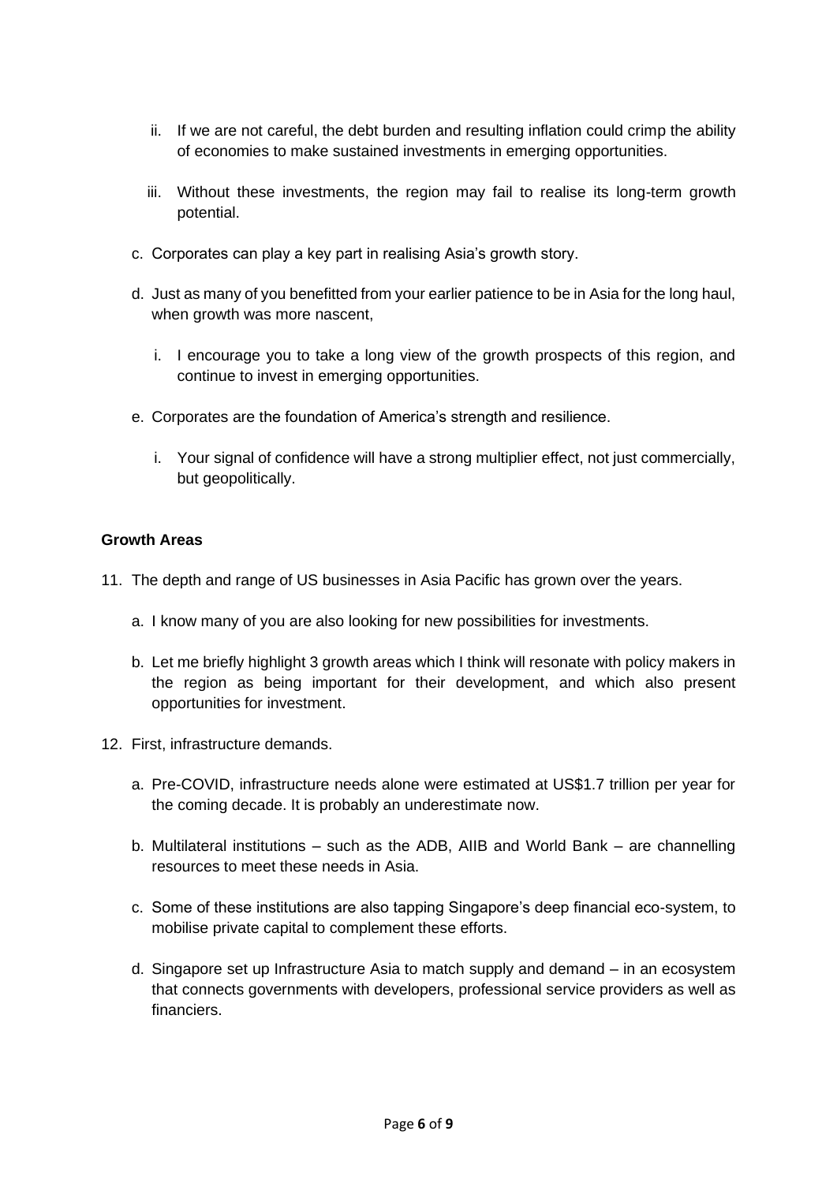ii. If we are not careful, the debt burden and resulting inflation could crimp the ability of economies to make sustained investments in emerging opportunities.

   iii. Without these investments, the region may fail to realise its long-term growth potential.

c. Corporates can play a key part in realising Asia's growth story.

d. Just as many of you benefitted from your earlier patience to be in Asia for the long haul, when growth was more nascent,

   i. I encourage you to take a long view of the growth prospects of this region, and continue to invest in emerging opportunities.

e. Corporates are the foundation of America's strength and resilience.

   i. Your signal of confidence will have a strong multiplier effect, not just commercially, but geopolitically.

**Growth Areas**

11. The depth and range of US businesses in Asia Pacific has grown over the years.

    a. I know many of you are also looking for new possibilities for investments.

    b. Let me briefly highlight 3 growth areas which I think will resonate with policy makers in the region as being important for their development, and which also present opportunities for investment.

12. First, infrastructure demands.

    a. Pre-COVID, infrastructure needs alone were estimated at US$1.7 trillion per year for the coming decade. It is probably an underestimate now.

    b. Multilateral institutions – such as the ADB, AIIB and World Bank – are channelling resources to meet these needs in Asia.

    c. Some of these institutions are also tapping Singapore's deep financial eco-system, to mobilise private capital to complement these efforts.

    d. Singapore set up Infrastructure Asia to match supply and demand – in an ecosystem that connects governments with developers, professional service providers as well as financiers.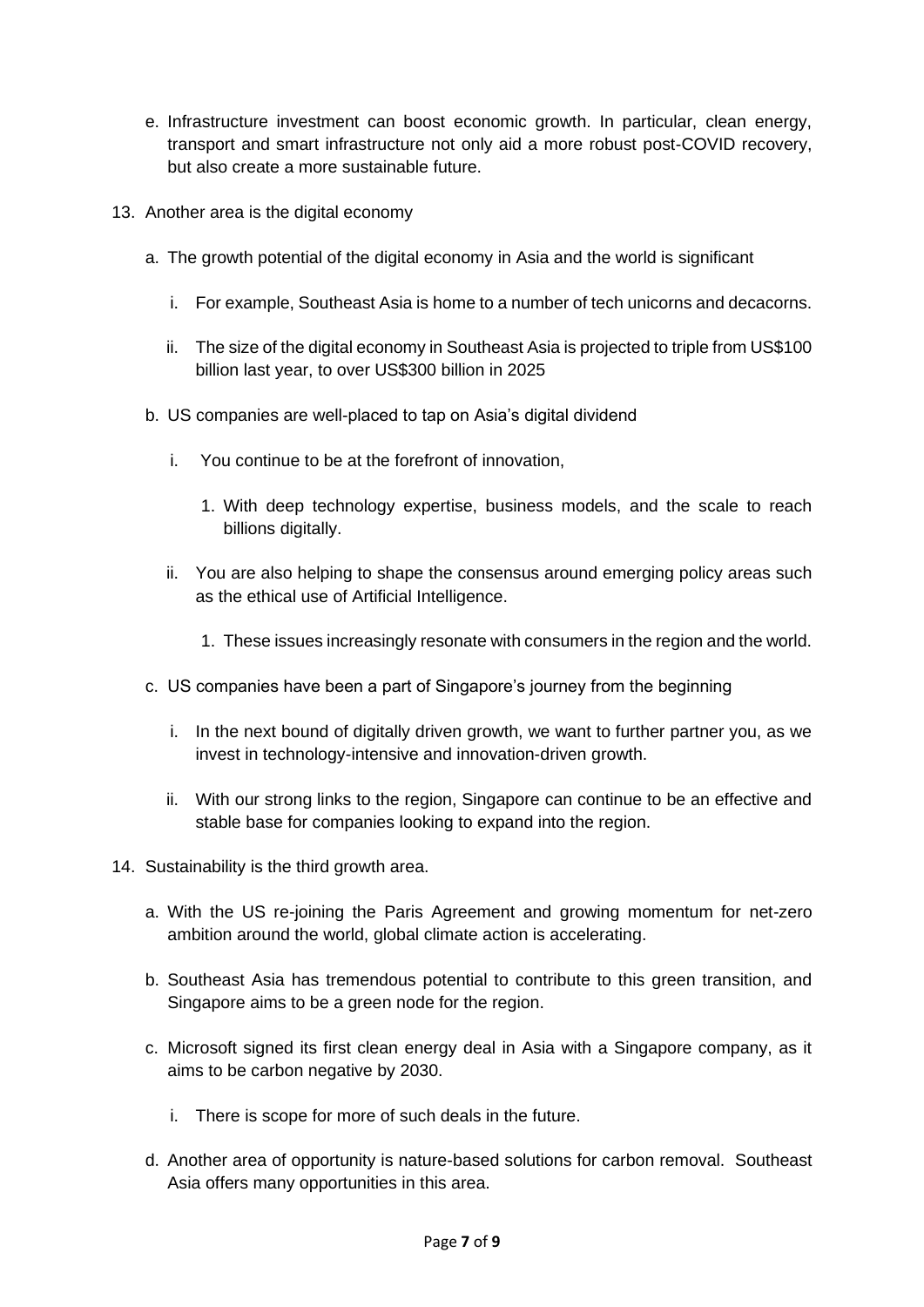e. Infrastructure investment can boost economic growth. In particular, clean energy, transport and smart infrastructure not only aid a more robust post-COVID recovery, but also create a more sustainable future.

13. Another area is the digital economy

    a. The growth potential of the digital economy in Asia and the world is significant

        i. For example, Southeast Asia is home to a number of tech unicorns and decacorns.

        ii. The size of the digital economy in Southeast Asia is projected to triple from US$100 billion last year, to over US$300 billion in 2025

    b. US companies are well-placed to tap on Asia's digital dividend

        i. You continue to be at the forefront of innovation,

            1. With deep technology expertise, business models, and the scale to reach billions digitally.

        ii. You are also helping to shape the consensus around emerging policy areas such as the ethical use of Artificial Intelligence.

            1. These issues increasingly resonate with consumers in the region and the world.

    c. US companies have been a part of Singapore's journey from the beginning

        i. In the next bound of digitally driven growth, we want to further partner you, as we invest in technology-intensive and innovation-driven growth.

        ii. With our strong links to the region, Singapore can continue to be an effective and stable base for companies looking to expand into the region.

14. Sustainability is the third growth area.

    a. With the US re-joining the Paris Agreement and growing momentum for net-zero ambition around the world, global climate action is accelerating.

    b. Southeast Asia has tremendous potential to contribute to this green transition, and Singapore aims to be a green node for the region.

    c. Microsoft signed its first clean energy deal in Asia with a Singapore company, as it aims to be carbon negative by 2030.

        i. There is scope for more of such deals in the future.

    d. Another area of opportunity is nature-based solutions for carbon removal. Southeast Asia offers many opportunities in this area.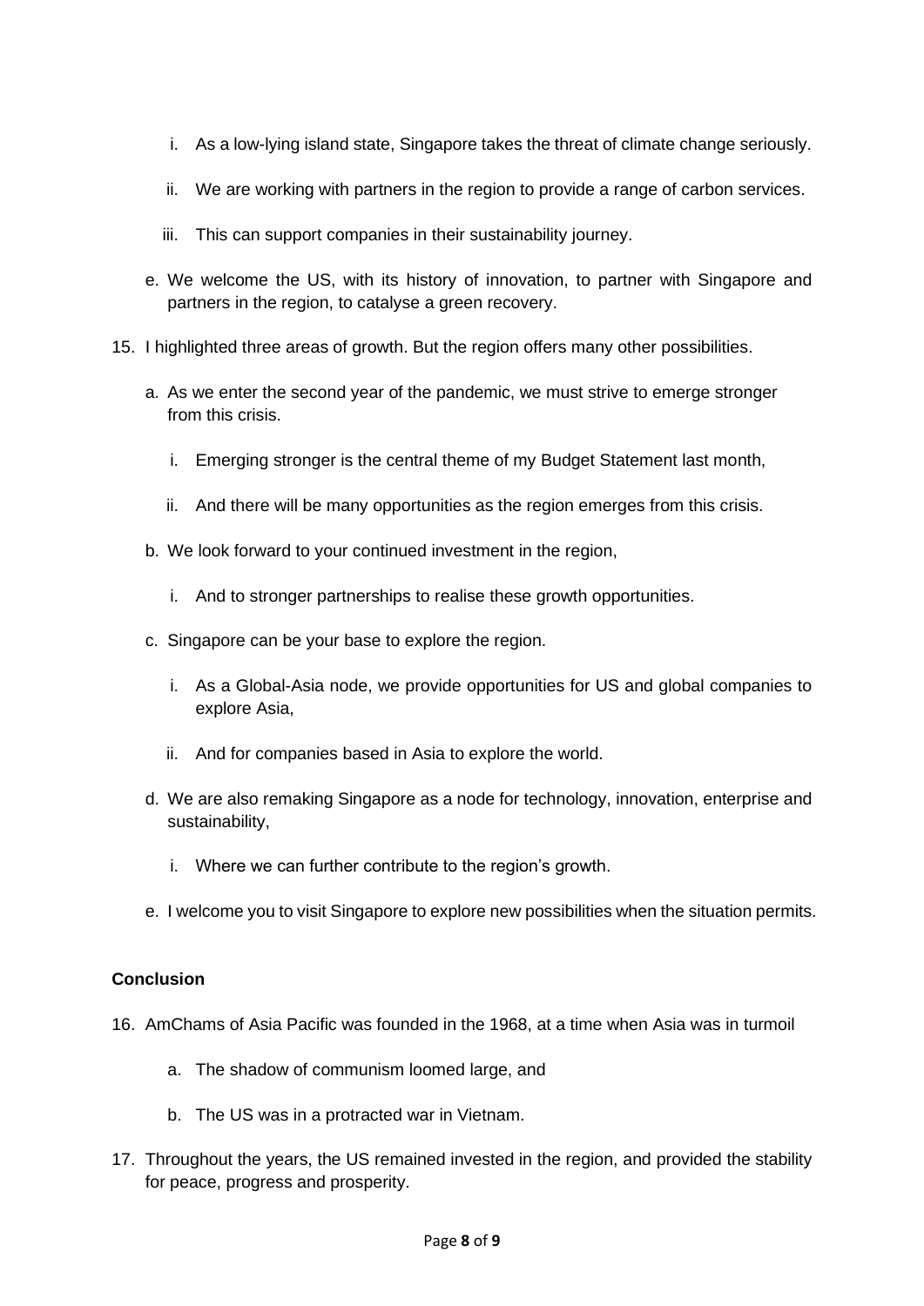i. As a low-lying island state, Singapore takes the threat of climate change seriously.

      ii. We are working with partners in the region to provide a range of carbon services.

      iii. This can support companies in their sustainability journey.

   e. We welcome the US, with its history of innovation, to partner with Singapore and partners in the region, to catalyse a green recovery.

15. I highlighted three areas of growth. But the region offers many other possibilities.

   a. As we enter the second year of the pandemic, we must strive to emerge stronger from this crisis.

      i. Emerging stronger is the central theme of my Budget Statement last month,

      ii. And there will be many opportunities as the region emerges from this crisis.

   b. We look forward to your continued investment in the region,

      i. And to stronger partnerships to realise these growth opportunities.

   c. Singapore can be your base to explore the region.

      i. As a Global-Asia node, we provide opportunities for US and global companies to explore Asia,

      ii. And for companies based in Asia to explore the world.

   d. We are also remaking Singapore as a node for technology, innovation, enterprise and sustainability,

      i. Where we can further contribute to the region's growth.

   e. I welcome you to visit Singapore to explore new possibilities when the situation permits.

**Conclusion**

16. AmChams of Asia Pacific was founded in the 1968, at a time when Asia was in turmoil

   a. The shadow of communism loomed large, and

   b. The US was in a protracted war in Vietnam.

17. Throughout the years, the US remained invested in the region, and provided the stability for peace, progress and prosperity.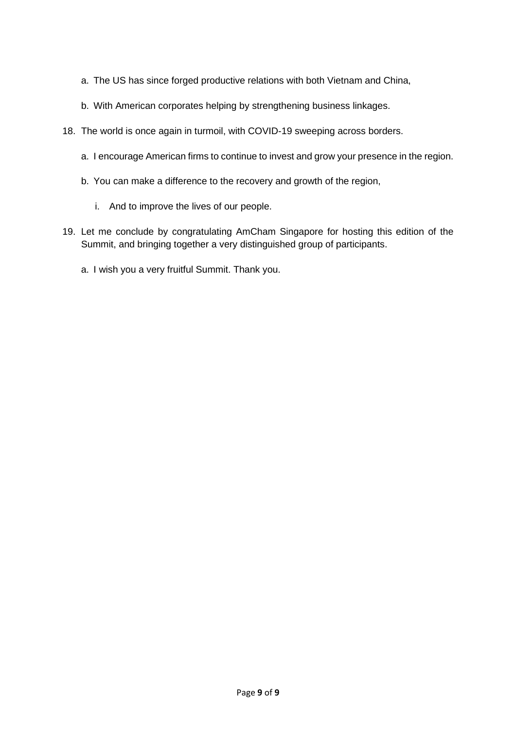a. The US has since forged productive relations with both Vietnam and China,

   b. With American corporates helping by strengthening business linkages.

18. The world is once again in turmoil, with COVID-19 sweeping across borders.

    a. I encourage American firms to continue to invest and grow your presence in the region.

    b. You can make a difference to the recovery and growth of the region,

       i. And to improve the lives of our people.

19. Let me conclude by congratulating AmCham Singapore for hosting this edition of the Summit, and bringing together a very distinguished group of participants.

    a. I wish you a very fruitful Summit. Thank you.